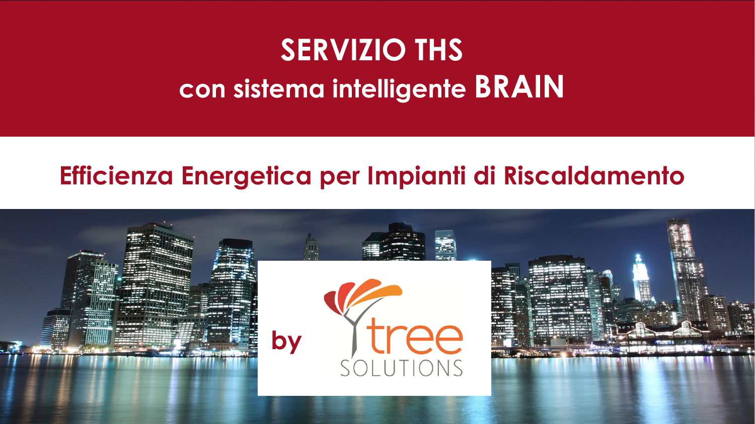# SERVIZIO THS

## con sistema intelligente BRAIN

## Efficienza Energetica per Impianti di Riscaldamento

by tree SOLUTIONS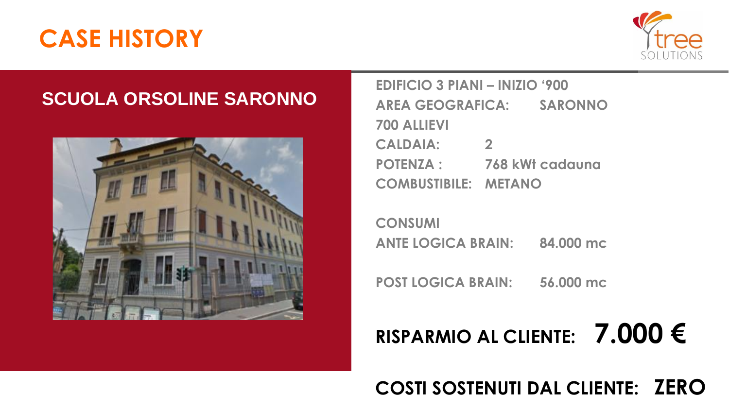# CASE HISTORY

## SCUOLA ORSOLINE SARONNO

**EDIFICIO 3 PIANI – INIZIO '900**

**AREA GEOGRAFICA:** SARONNO

**700 ALLIEVI**

**CALDAIA:** 2

**POTENZA :** 768 kWt cadauna

**COMBUSTIBILE:** METANO

**CONSUMI**

**ANTE LOGICA BRAIN:** 84.000 mc

**POST LOGICA BRAIN:** 56.000 mc

**RISPARMIO AL CLIENTE: 7.000 €**

**COSTI SOSTENUTI DAL CLIENTE: ZERO**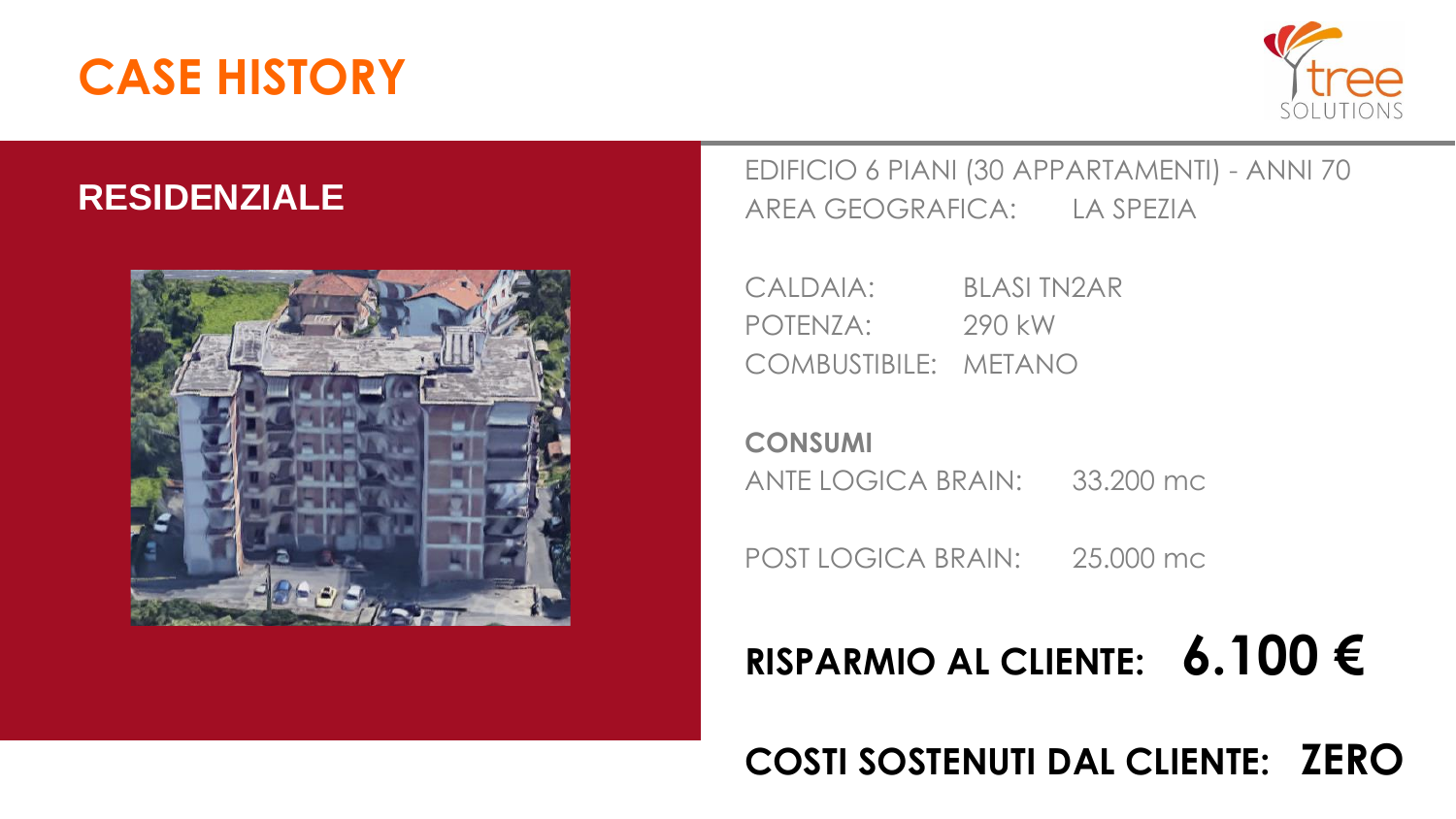# CASE HISTORY

## RESIDENZIALE

EDIFICIO 6 PIANI (30 APPARTAMENTI) - ANNI 70
AREA GEOGRAFICA: LA SPEZIA

CALDAIA: BLASI TN2AR
POTENZA: 290 kW
COMBUSTIBILE: METANO

**CONSUMI**
ANTE LOGICA BRAIN: 33.200 mc

POST LOGICA BRAIN: 25.000 mc

**RISPARMIO AL CLIENTE: 6.100 €**

**COSTI SOSTENUTI DAL CLIENTE: ZERO**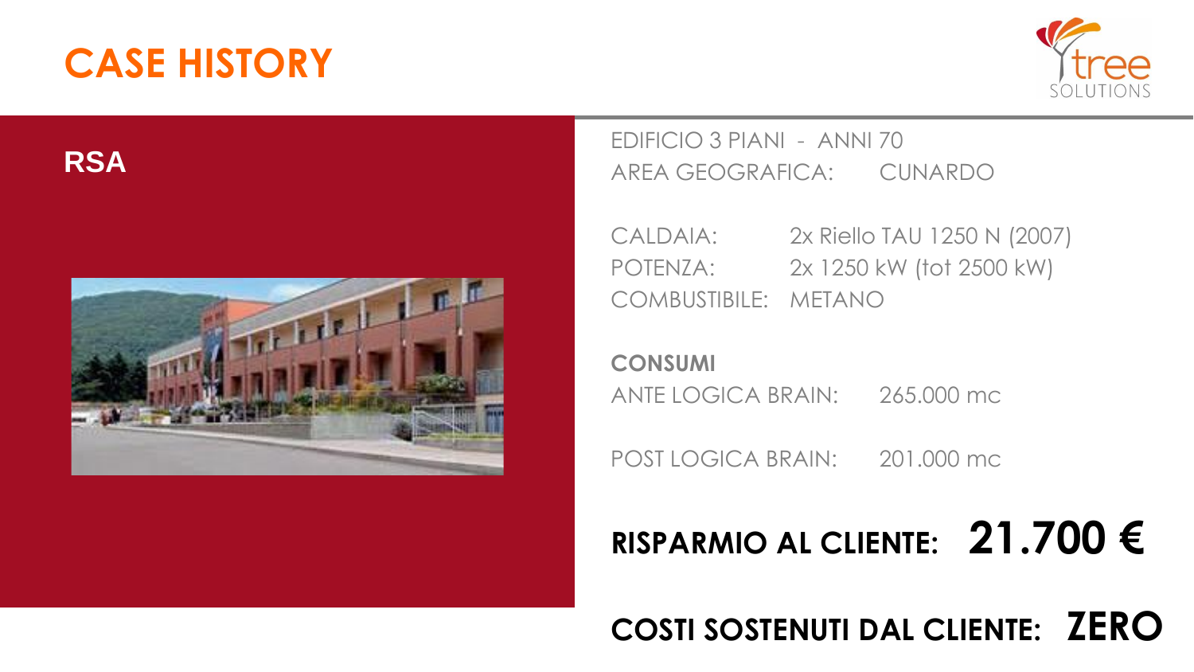# CASE HISTORY

## RSA

EDIFICIO 3 PIANI - ANNI 70
AREA GEOGRAFICA: CUNARDO

CALDAIA: 2x Riello TAU 1250 N (2007)
POTENZA: 2x 1250 kW (tot 2500 kW)
COMBUSTIBILE: METANO

**CONSUMI**
ANTE LOGICA BRAIN: 265.000 mc

POST LOGICA BRAIN: 201.000 mc

**RISPARMIO AL CLIENTE: 21.700 €**

**COSTI SOSTENUTI DAL CLIENTE: ZERO**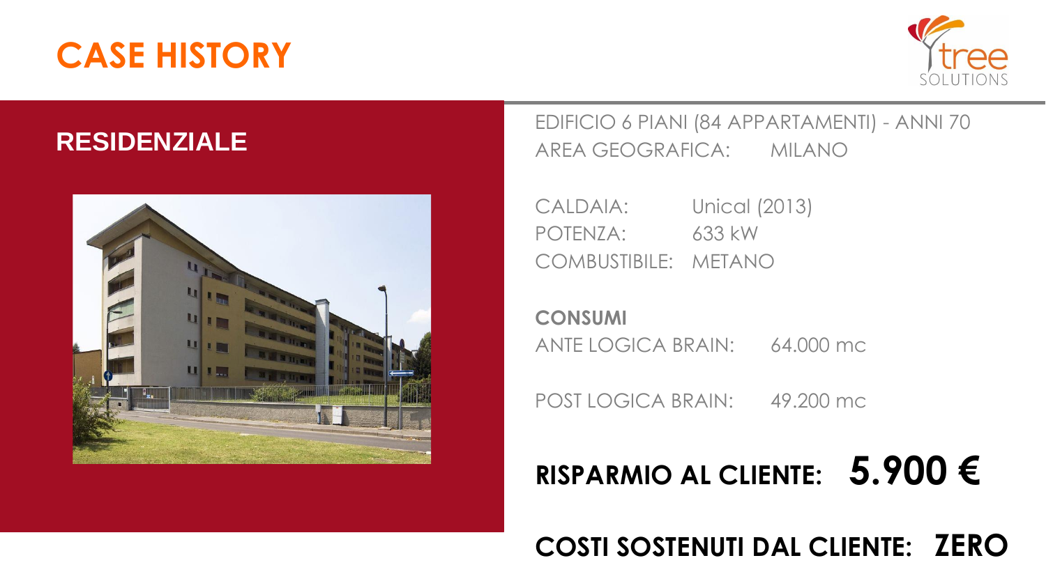# CASE HISTORY

## RESIDENZIALE

EDIFICIO 6 PIANI (84 APPARTAMENTI) - ANNI 70
AREA GEOGRAFICA: MILANO

CALDAIA: Unical (2013)
POTENZA: 633 kW
COMBUSTIBILE: METANO

**CONSUMI**
ANTE LOGICA BRAIN: 64.000 mc

POST LOGICA BRAIN: 49.200 mc

**RISPARMIO AL CLIENTE: 5.900 €**

**COSTI SOSTENUTI DAL CLIENTE: ZERO**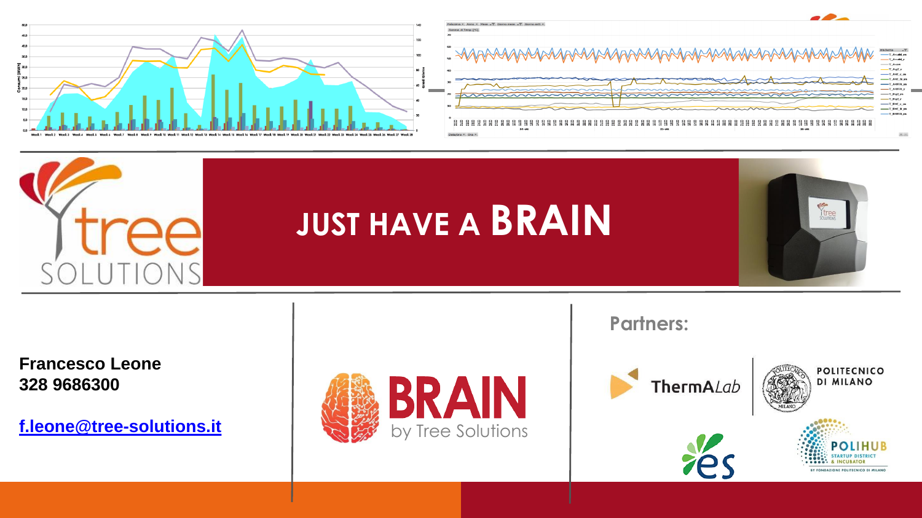# JUST HAVE A BRAIN

**Francesco Leone**
**328 9686300**

**f.leone@tree-solutions.it**

BRAIN by Tree Solutions

**Partners:**

ThermALab

POLITECNICO DI MILANO

POLIHUB STARTUP DISTRICT & INCUBATOR BY FONDAZIONE POLITECNICO DI MILANO